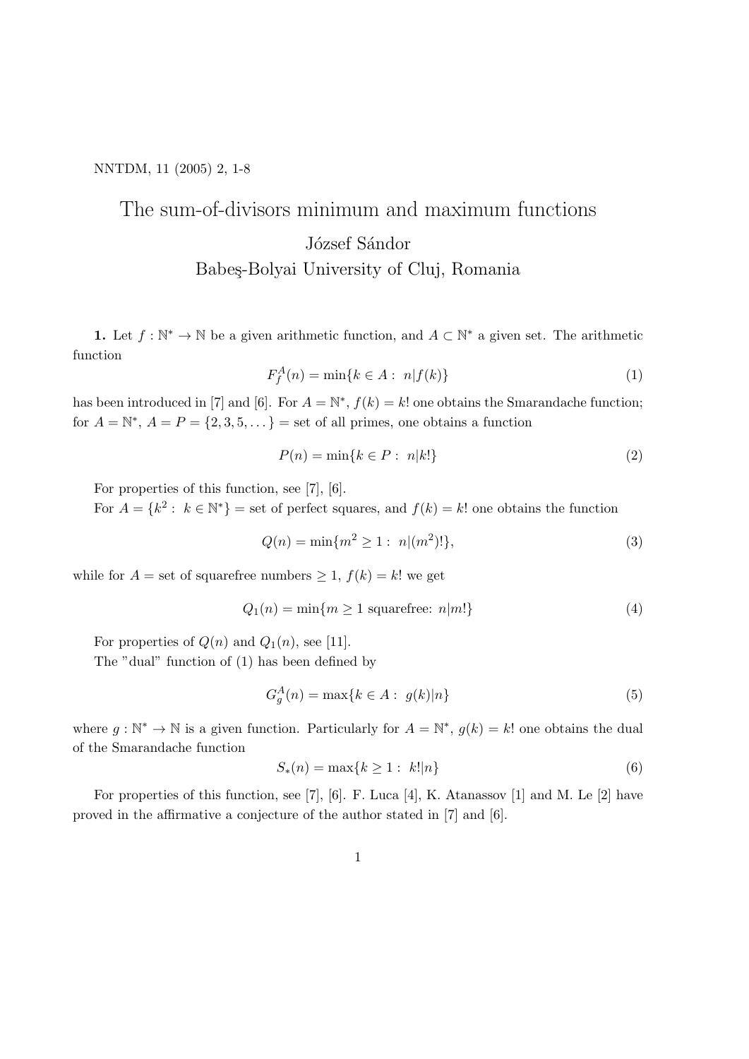# The sum-of-divisors minimum and maximum functions

József Sándor
Babeş-Bolyai University of Cluj, Romania

**1.** Let $f : \mathbb{N}^* \to \mathbb{N}$ be a given arithmetic function, and $A \subset \mathbb{N}^*$ a given set. The arithmetic function

$$F_f^A(n) = \min\{k \in A : \ n|f(k)\} \tag{1}$$

has been introduced in [7] and [6]. For $A = \mathbb{N}^*$, $f(k) = k!$ one obtains the Smarandache function; for $A = \mathbb{N}^*$, $A = P = \{2, 3, 5, \dots\}$ = set of all primes, one obtains a function

$$P(n) = \min\{k \in P : \ n|k!\} \tag{2}$$

For properties of this function, see [7], [6].

For $A = \{k^2 : \ k \in \mathbb{N}^*\}$ = set of perfect squares, and $f(k) = k!$ one obtains the function

$$Q(n) = \min\{m^2 \geq 1 : \ n|(m^2)!\}, \tag{3}$$

while for $A$ = set of squarefree numbers $\geq 1$, $f(k) = k!$ we get

$$Q_1(n) = \min\{m \geq 1 \text{ squarefree: } n|m!\} \tag{4}$$

For properties of $Q(n)$ and $Q_1(n)$, see [11].

The "dual" function of (1) has been defined by

$$G_g^A(n) = \max\{k \in A : \ g(k)|n\} \tag{5}$$

where $g : \mathbb{N}^* \to \mathbb{N}$ is a given function. Particularly for $A = \mathbb{N}^*$, $g(k) = k!$ one obtains the dual of the Smarandache function

$$S_*(n) = \max\{k \geq 1 : \ k!|n\} \tag{6}$$

For properties of this function, see [7], [6]. F. Luca [4], K. Atanassov [1] and M. Le [2] have proved in the affirmative a conjecture of the author stated in [7] and [6].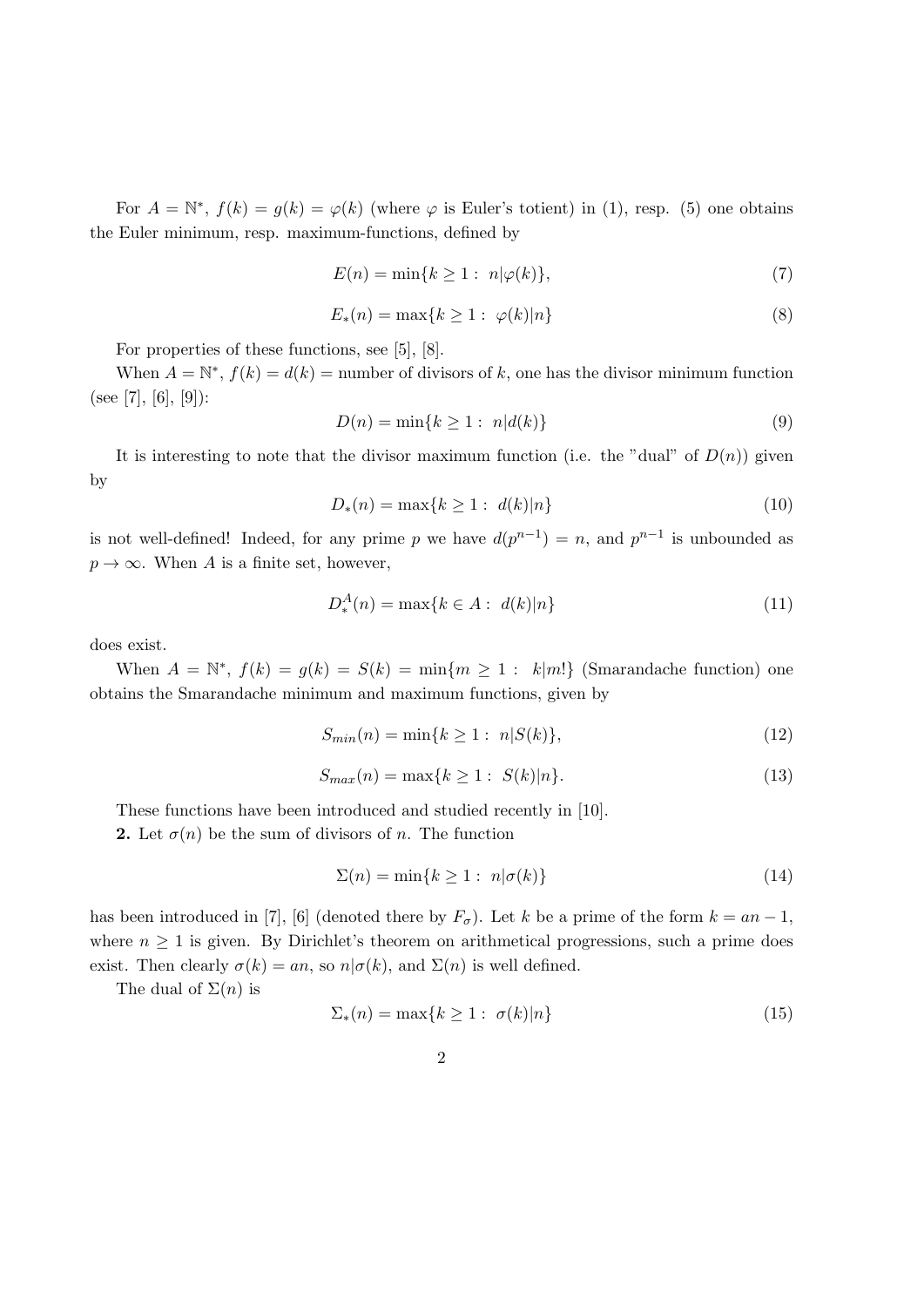For $A = \mathbb{N}^*$, $f(k) = g(k) = \varphi(k)$ (where $\varphi$ is Euler's totient) in (1), resp. (5) one obtains the Euler minimum, resp. maximum-functions, defined by

$$E(n) = \min\{k \geq 1 : \ n|\varphi(k)\}, \tag{7}$$

$$E_*(n) = \max\{k \geq 1 : \ \varphi(k)|n\} \tag{8}$$

For properties of these functions, see [5], [8].

When $A = \mathbb{N}^*$, $f(k) = d(k) =$ number of divisors of $k$, one has the divisor minimum function (see [7], [6], [9]):

$$D(n) = \min\{k \geq 1 : \ n|d(k)\} \tag{9}$$

It is interesting to note that the divisor maximum function (i.e. the "dual" of $D(n)$) given by

$$D_*(n) = \max\{k \geq 1 : \ d(k)|n\} \tag{10}$$

is not well-defined! Indeed, for any prime $p$ we have $d(p^{n-1}) = n$, and $p^{n-1}$ is unbounded as $p \to \infty$. When $A$ is a finite set, however,

$$D_*^A(n) = \max\{k \in A : \ d(k)|n\} \tag{11}$$

does exist.

When $A = \mathbb{N}^*$, $f(k) = g(k) = S(k) = \min\{m \geq 1 : \ k|m!\}$ (Smarandache function) one obtains the Smarandache minimum and maximum functions, given by

$$S_{min}(n) = \min\{k \geq 1 : \ n|S(k)\}, \tag{12}$$

$$S_{max}(n) = \max\{k \geq 1 : \ S(k)|n\}. \tag{13}$$

These functions have been introduced and studied recently in [10].

**2.** Let $\sigma(n)$ be the sum of divisors of $n$. The function

$$\Sigma(n) = \min\{k \geq 1 : \ n|\sigma(k)\} \tag{14}$$

has been introduced in [7], [6] (denoted there by $F_\sigma$). Let $k$ be a prime of the form $k = an - 1$, where $n \geq 1$ is given. By Dirichlet's theorem on arithmetical progressions, such a prime does exist. Then clearly $\sigma(k) = an$, so $n|\sigma(k)$, and $\Sigma(n)$ is well defined.

The dual of $\Sigma(n)$ is

$$\Sigma_*(n) = \max\{k \geq 1 : \ \sigma(k)|n\} \tag{15}$$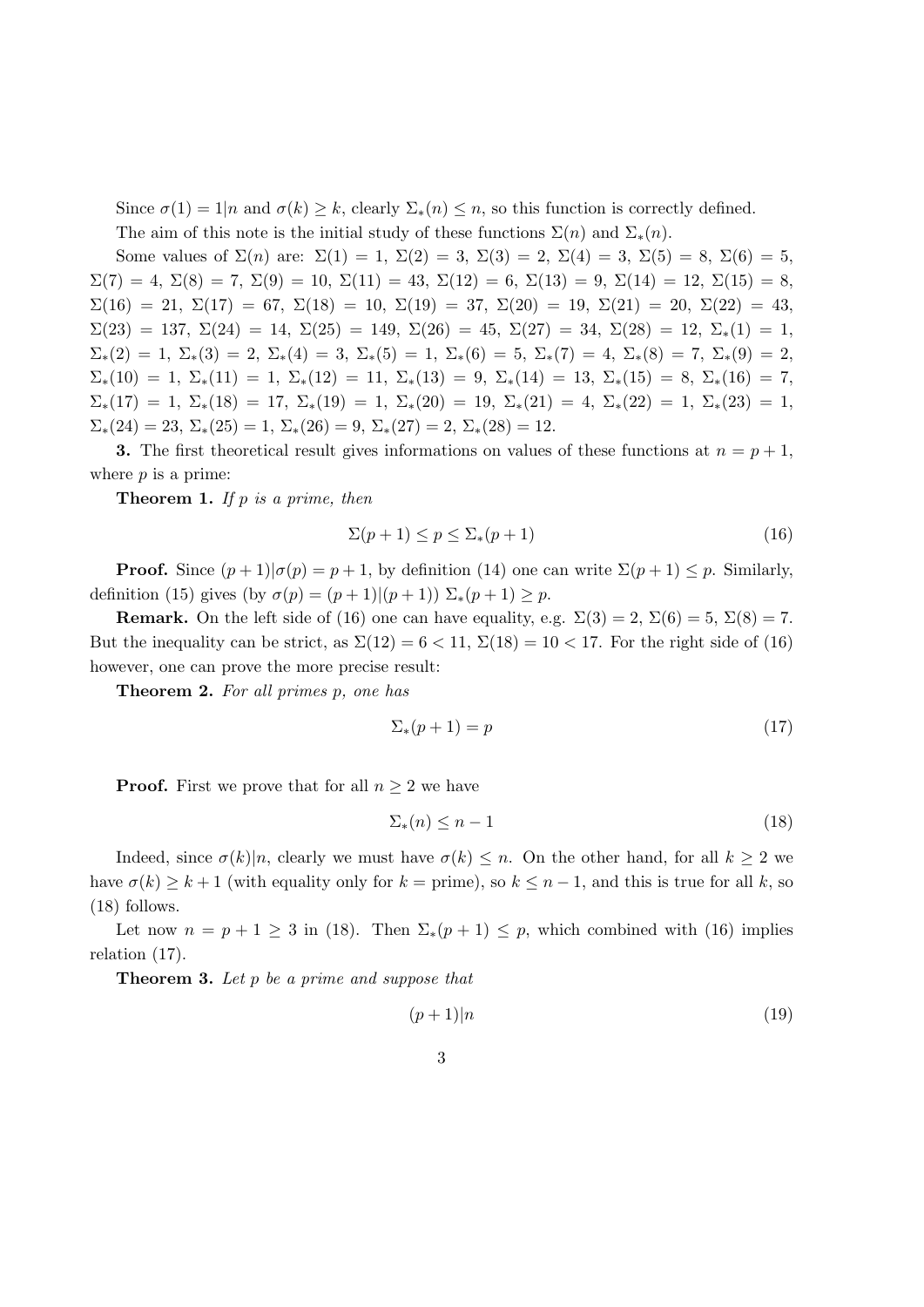Since $\sigma(1) = 1|n$ and $\sigma(k) \geq k$, clearly $\Sigma_*(n) \leq n$, so this function is correctly defined.

The aim of this note is the initial study of these functions $\Sigma(n)$ and $\Sigma_*(n)$.

Some values of $\Sigma(n)$ are: $\Sigma(1) = 1$, $\Sigma(2) = 3$, $\Sigma(3) = 2$, $\Sigma(4) = 3$, $\Sigma(5) = 8$, $\Sigma(6) = 5$, $\Sigma(7) = 4$, $\Sigma(8) = 7$, $\Sigma(9) = 10$, $\Sigma(11) = 43$, $\Sigma(12) = 6$, $\Sigma(13) = 9$, $\Sigma(14) = 12$, $\Sigma(15) = 8$, $\Sigma(16) = 21$, $\Sigma(17) = 67$, $\Sigma(18) = 10$, $\Sigma(19) = 37$, $\Sigma(20) = 19$, $\Sigma(21) = 20$, $\Sigma(22) = 43$, $\Sigma(23) = 137$, $\Sigma(24) = 14$, $\Sigma(25) = 149$, $\Sigma(26) = 45$, $\Sigma(27) = 34$, $\Sigma(28) = 12$, $\Sigma_*(1) = 1$, $\Sigma_*(2) = 1$, $\Sigma_*(3) = 2$, $\Sigma_*(4) = 3$, $\Sigma_*(5) = 1$, $\Sigma_*(6) = 5$, $\Sigma_*(7) = 4$, $\Sigma_*(8) = 7$, $\Sigma_*(9) = 2$, $\Sigma_*(10) = 1$, $\Sigma_*(11) = 1$, $\Sigma_*(12) = 11$, $\Sigma_*(13) = 9$, $\Sigma_*(14) = 13$, $\Sigma_*(15) = 8$, $\Sigma_*(16) = 7$, $\Sigma_*(17) = 1$, $\Sigma_*(18) = 17$, $\Sigma_*(19) = 1$, $\Sigma_*(20) = 19$, $\Sigma_*(21) = 4$, $\Sigma_*(22) = 1$, $\Sigma_*(23) = 1$, $\Sigma_*(24) = 23$, $\Sigma_*(25) = 1$, $\Sigma_*(26) = 9$, $\Sigma_*(27) = 2$, $\Sigma_*(28) = 12$.

**3.** The first theoretical result gives informations on values of these functions at $n = p + 1$, where $p$ is a prime:

**Theorem 1.** *If $p$ is a prime, then*

$$\Sigma(p+1) \leq p \leq \Sigma_*(p+1) \tag{16}$$

**Proof.** Since $(p+1)|\sigma(p) = p + 1$, by definition (14) one can write $\Sigma(p+1) \leq p$. Similarly, definition (15) gives (by $\sigma(p) = (p+1)|(p+1)$) $\Sigma_*(p+1) \geq p$.

**Remark.** On the left side of (16) one can have equality, e.g. $\Sigma(3) = 2$, $\Sigma(6) = 5$, $\Sigma(8) = 7$. But the inequality can be strict, as $\Sigma(12) = 6 < 11$, $\Sigma(18) = 10 < 17$. For the right side of (16) however, one can prove the more precise result:

**Theorem 2.** *For all primes p, one has*

$$\Sigma_*(p+1) = p \tag{17}$$

**Proof.** First we prove that for all $n \geq 2$ we have

$$\Sigma_*(n) \leq n - 1 \tag{18}$$

Indeed, since $\sigma(k)|n$, clearly we must have $\sigma(k) \leq n$. On the other hand, for all $k \geq 2$ we have $\sigma(k) \geq k + 1$ (with equality only for $k =$ prime), so $k \leq n - 1$, and this is true for all $k$, so (18) follows.

Let now $n = p + 1 \geq 3$ in (18). Then $\Sigma_*(p+1) \leq p$, which combined with (16) implies relation (17).

**Theorem 3.** *Let p be a prime and suppose that*

$$(p+1)|n \tag{19}$$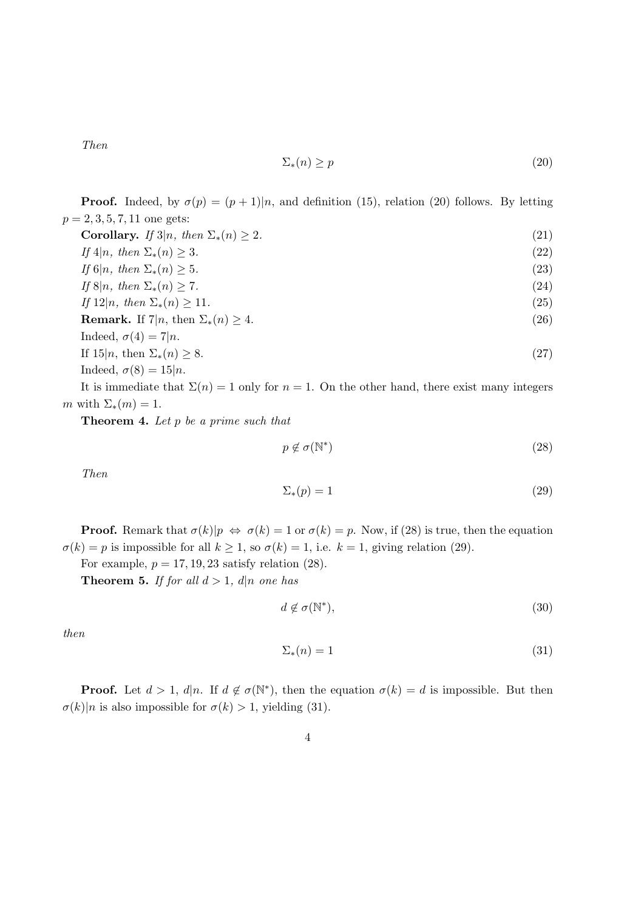*Then*

$$\Sigma_*(n) \geq p \tag{20}$$

**Proof.** Indeed, by $\sigma(p) = (p+1)|n$, and definition (15), relation (20) follows. By letting $p = 2, 3, 5, 7, 11$ one gets:

**Corollary.** *If $3|n$, then $\Sigma_*(n) \geq 2$.* (21)

*If $4|n$, then $\Sigma_*(n) \geq 3$.* (22)

*If $6|n$, then $\Sigma_*(n) \geq 5$.* (23)

*If $8|n$, then $\Sigma_*(n) \geq 7$.* (24)

*If $12|n$, then $\Sigma_*(n) \geq 11$.* (25)

**Remark.** If $7|n$, then $\Sigma_*(n) \geq 4$. (26)

Indeed, $\sigma(4) = 7|n$.

If $15|n$, then $\Sigma_*(n) \geq 8$. (27)

Indeed, $\sigma(8) = 15|n$.

It is immediate that $\Sigma(n) = 1$ only for $n = 1$. On the other hand, there exist many integers $m$ with $\Sigma_*(m) = 1$.

**Theorem 4.** *Let $p$ be a prime such that*

$$p \notin \sigma(\mathbb{N}^*) \tag{28}$$

*Then*

$$\Sigma_*(p) = 1 \tag{29}$$

**Proof.** Remark that $\sigma(k)|p \Leftrightarrow \sigma(k) = 1$ or $\sigma(k) = p$. Now, if (28) is true, then the equation $\sigma(k) = p$ is impossible for all $k \geq 1$, so $\sigma(k) = 1$, i.e. $k = 1$, giving relation (29).

For example, $p = 17, 19, 23$ satisfy relation (28).

**Theorem 5.** *If for all $d > 1$, $d|n$ one has*

$$d \notin \sigma(\mathbb{N}^*), \tag{30}$$

*then*

$$\Sigma_*(n) = 1 \tag{31}$$

**Proof.** Let $d > 1$, $d|n$. If $d \notin \sigma(\mathbb{N}^*)$, then the equation $\sigma(k) = d$ is impossible. But then $\sigma(k)|n$ is also impossible for $\sigma(k) > 1$, yielding (31).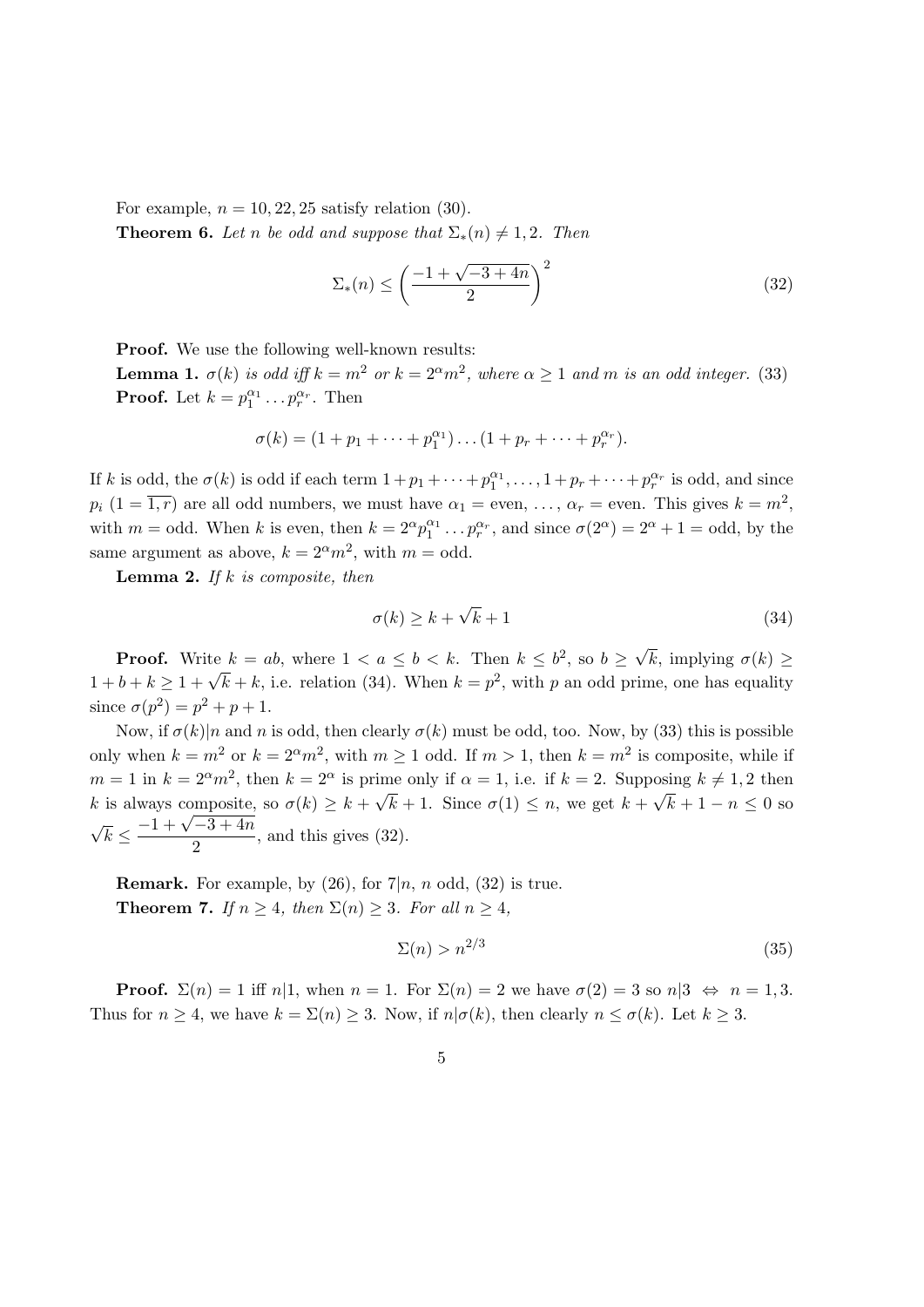For example, $n = 10, 22, 25$ satisfy relation (30).

**Theorem 6.** *Let $n$ be odd and suppose that $\Sigma_*(n) \neq 1, 2$. Then*

$$\Sigma_*(n) \leq \left( \frac{-1 + \sqrt{-3 + 4n}}{2} \right)^2 \tag{32}$$

**Proof.** We use the following well-known results:

**Lemma 1.** *$\sigma(k)$ is odd iff $k = m^2$ or $k = 2^\alpha m^2$, where $\alpha \geq 1$ and $m$ is an odd integer.* (33)

**Proof.** Let $k = p_1^{\alpha_1} \dots p_r^{\alpha_r}$. Then

$$\sigma(k) = (1 + p_1 + \cdots + p_1^{\alpha_1}) \dots (1 + p_r + \cdots + p_r^{\alpha_r}).$$

If $k$ is odd, the $\sigma(k)$ is odd if each term $1 + p_1 + \cdots + p_1^{\alpha_1}, \dots, 1 + p_r + \cdots + p_r^{\alpha_r}$ is odd, and since $p_i$ $(1 = \overline{1, r})$ are all odd numbers, we must have $\alpha_1 =$ even, $\dots$, $\alpha_r =$ even. This gives $k = m^2$, with $m =$ odd. When $k$ is even, then $k = 2^\alpha p_1^{\alpha_1} \dots p_r^{\alpha_r}$, and since $\sigma(2^\alpha) = 2^\alpha + 1 =$ odd, by the same argument as above, $k = 2^\alpha m^2$, with $m =$ odd.

**Lemma 2.** *If $k$ is composite, then*

$$\sigma(k) \geq k + \sqrt{k} + 1 \tag{34}$$

**Proof.** Write $k = ab$, where $1 < a \leq b < k$. Then $k \leq b^2$, so $b \geq \sqrt{k}$, implying $\sigma(k) \geq 1 + b + k \geq 1 + \sqrt{k} + k$, i.e. relation (34). When $k = p^2$, with $p$ an odd prime, one has equality since $\sigma(p^2) = p^2 + p + 1$.

Now, if $\sigma(k) | n$ and $n$ is odd, then clearly $\sigma(k)$ must be odd, too. Now, by (33) this is possible only when $k = m^2$ or $k = 2^\alpha m^2$, with $m \geq 1$ odd. If $m > 1$, then $k = m^2$ is composite, while if $m = 1$ in $k = 2^\alpha m^2$, then $k = 2^\alpha$ is prime only if $\alpha = 1$, i.e. if $k = 2$. Supposing $k \neq 1, 2$ then $k$ is always composite, so $\sigma(k) \geq k + \sqrt{k} + 1$. Since $\sigma(1) \leq n$, we get $k + \sqrt{k} + 1 - n \leq 0$ so $\sqrt{k} \leq \dfrac{-1 + \sqrt{-3 + 4n}}{2}$, and this gives (32).

**Remark.** For example, by (26), for $7 | n$, $n$ odd, (32) is true.

**Theorem 7.** *If $n \geq 4$, then $\Sigma(n) \geq 3$. For all $n \geq 4$,*

$$\Sigma(n) > n^{2/3} \tag{35}$$

**Proof.** $\Sigma(n) = 1$ iff $n | 1$, when $n = 1$. For $\Sigma(n) = 2$ we have $\sigma(2) = 3$ so $n | 3 \Leftrightarrow n = 1, 3$. Thus for $n \geq 4$, we have $k = \Sigma(n) \geq 3$. Now, if $n | \sigma(k)$, then clearly $n \leq \sigma(k)$. Let $k \geq 3$.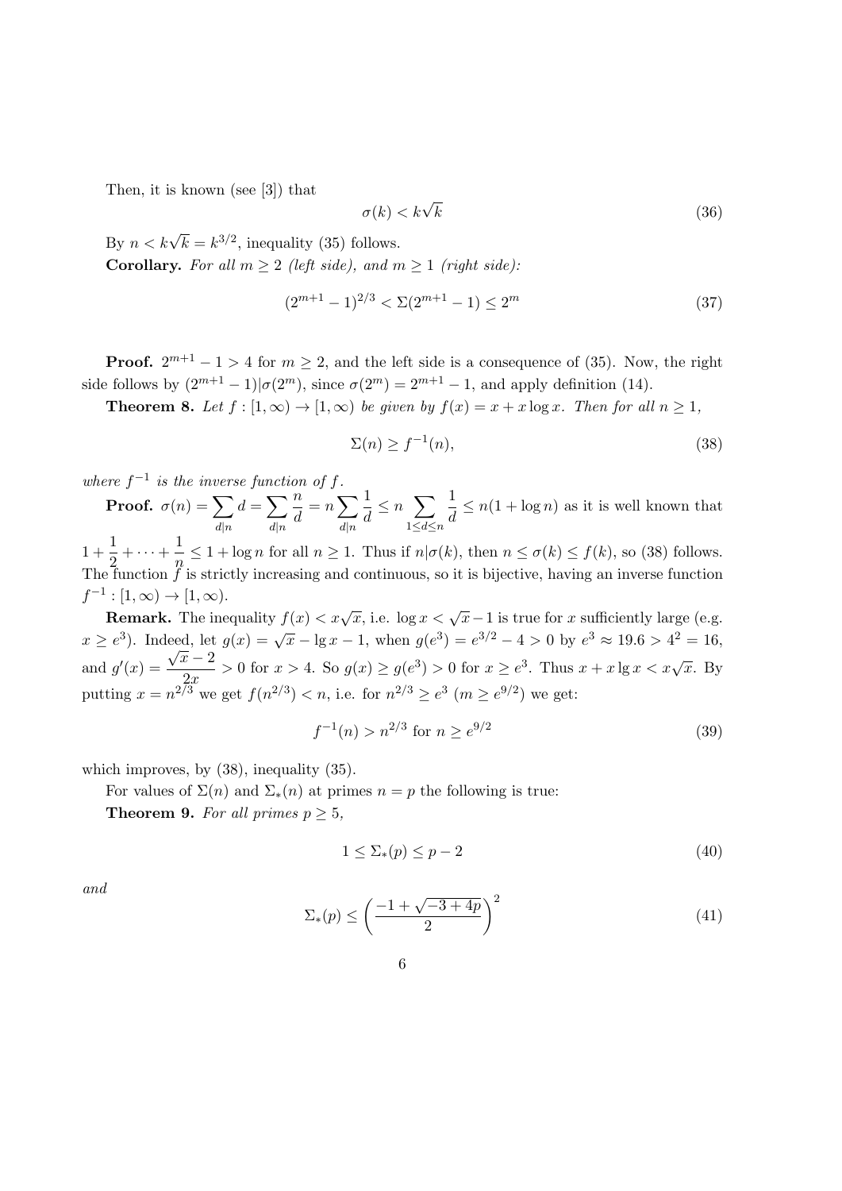Then, it is known (see [3]) that

$$\sigma(k) < k\sqrt{k} \tag{36}$$

By $n < k\sqrt{k} = k^{3/2}$, inequality (35) follows.

**Corollary.** *For all $m \geq 2$ (left side), and $m \geq 1$ (right side):*

$$(2^{m+1} - 1)^{2/3} < \Sigma(2^{m+1} - 1) \leq 2^m \tag{37}$$

**Proof.** $2^{m+1} - 1 > 4$ for $m \geq 2$, and the left side is a consequence of (35). Now, the right side follows by $(2^{m+1} - 1) | \sigma(2^m)$, since $\sigma(2^m) = 2^{m+1} - 1$, and apply definition (14).

**Theorem 8.** *Let $f : [1, \infty) \to [1, \infty)$ be given by $f(x) = x + x \log x$. Then for all $n \geq 1$,*

$$\Sigma(n) \geq f^{-1}(n), \tag{38}$$

*where $f^{-1}$ is the inverse function of $f$.*

**Proof.** $\sigma(n) = \sum_{d|n} d = \sum_{d|n} \frac{n}{d} = n \sum_{d|n} \frac{1}{d} \leq n \sum_{1 \leq d \leq n} \frac{1}{d} \leq n(1 + \log n)$ as it is well known that $1 + \frac{1}{2} + \cdots + \frac{1}{n} \leq 1 + \log n$ for all $n \geq 1$. Thus if $n | \sigma(k)$, then $n \leq \sigma(k) \leq f(k)$, so (38) follows. The function $f$ is strictly increasing and continuous, so it is bijective, having an inverse function $f^{-1} : [1, \infty) \to [1, \infty)$.

**Remark.** The inequality $f(x) < x\sqrt{x}$, i.e. $\log x < \sqrt{x} - 1$ is true for $x$ sufficiently large (e.g. $x \geq e^3$). Indeed, let $g(x) = \sqrt{x} - \lg x - 1$, when $g(e^3) = e^{3/2} - 4 > 0$ by $e^3 \approx 19.6 > 4^2 = 16$, and $g'(x) = \frac{\sqrt{x} - 2}{2x} > 0$ for $x > 4$. So $g(x) \geq g(e^3) > 0$ for $x \geq e^3$. Thus $x + x \lg x < x\sqrt{x}$. By putting $x = n^{2/3}$ we get $f(n^{2/3}) < n$, i.e. for $n^{2/3} \geq e^3$ ($m \geq e^{9/2}$) we get:

$$f^{-1}(n) > n^{2/3} \text{ for } n \geq e^{9/2} \tag{39}$$

which improves, by (38), inequality (35).

For values of $\Sigma(n)$ and $\Sigma_*(n)$ at primes $n = p$ the following is true:

**Theorem 9.** *For all primes $p \geq 5$,*

$$1 \leq \Sigma_*(p) \leq p - 2 \tag{40}$$

*and*

$$\Sigma_*(p) \leq \left( \frac{-1 + \sqrt{-3 + 4p}}{2} \right)^2 \tag{41}$$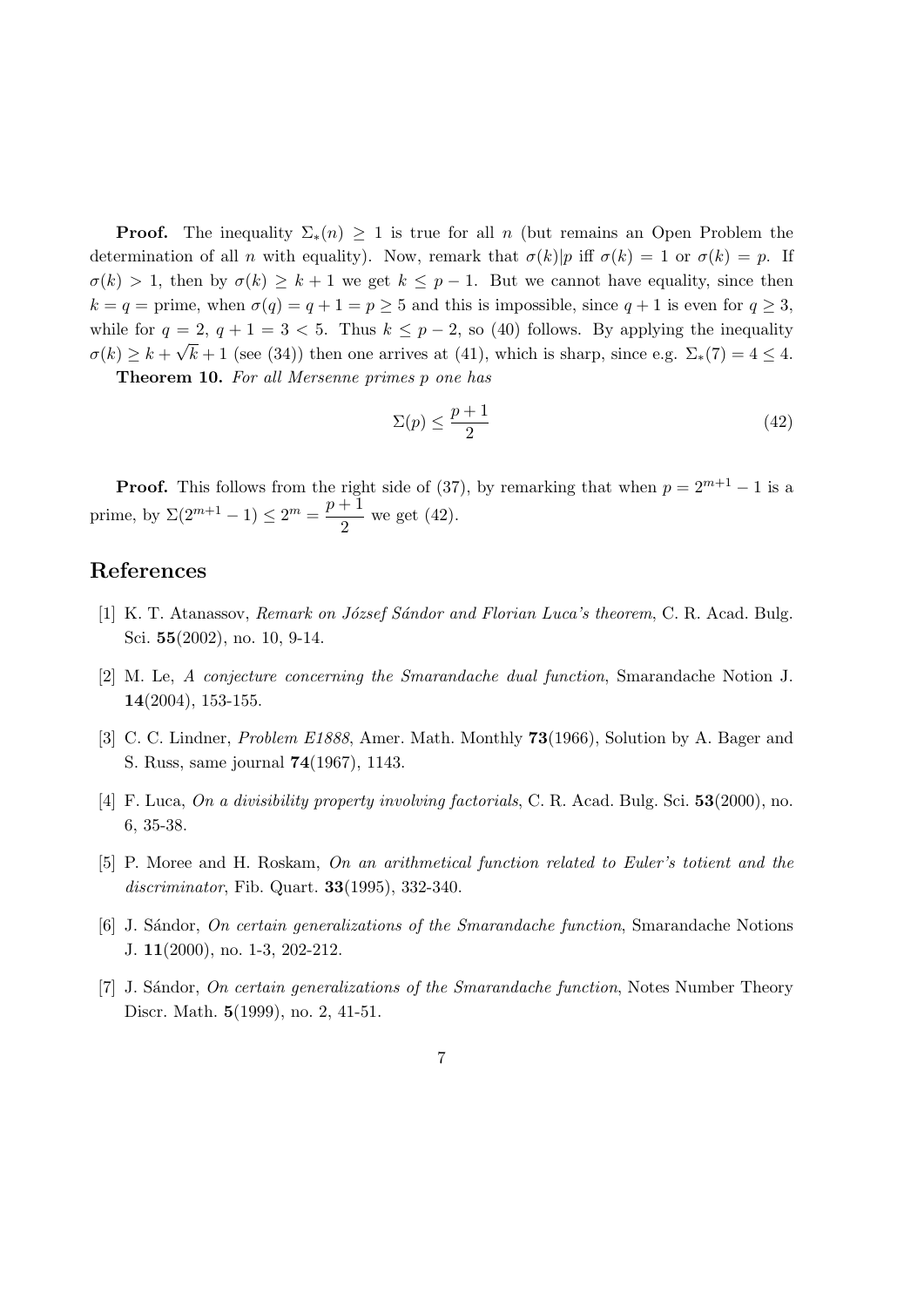**Proof.** The inequality $\Sigma_*(n) \geq 1$ is true for all $n$ (but remains an Open Problem the determination of all $n$ with equality). Now, remark that $\sigma(k)|p$ iff $\sigma(k) = 1$ or $\sigma(k) = p$. If $\sigma(k) > 1$, then by $\sigma(k) \geq k+1$ we get $k \leq p-1$. But we cannot have equality, since then $k = q =$ prime, when $\sigma(q) = q+1 = p \geq 5$ and this is impossible, since $q+1$ is even for $q \geq 3$, while for $q = 2$, $q+1 = 3 < 5$. Thus $k \leq p-2$, so (40) follows. By applying the inequality $\sigma(k) \geq k + \sqrt{k} + 1$ (see (34)) then one arrives at (41), which is sharp, since e.g. $\Sigma_*(7) = 4 \leq 4$.

**Theorem 10.** *For all Mersenne primes $p$ one has*

$$\Sigma(p) \leq \frac{p+1}{2} \tag{42}$$

**Proof.** This follows from the right side of (37), by remarking that when $p = 2^{m+1} - 1$ is a prime, by $\Sigma(2^{m+1} - 1) \leq 2^m = \dfrac{p+1}{2}$ we get (42).

## References

[1] K. T. Atanassov, *Remark on József Sándor and Florian Luca's theorem*, C. R. Acad. Bulg. Sci. **55**(2002), no. 10, 9-14.

[2] M. Le, *A conjecture concerning the Smarandache dual function*, Smarandache Notion J. **14**(2004), 153-155.

[3] C. C. Lindner, *Problem E1888*, Amer. Math. Monthly **73**(1966), Solution by A. Bager and S. Russ, same journal **74**(1967), 1143.

[4] F. Luca, *On a divisibility property involving factorials*, C. R. Acad. Bulg. Sci. **53**(2000), no. 6, 35-38.

[5] P. Moree and H. Roskam, *On an arithmetical function related to Euler's totient and the discriminator*, Fib. Quart. **33**(1995), 332-340.

[6] J. Sándor, *On certain generalizations of the Smarandache function*, Smarandache Notions J. **11**(2000), no. 1-3, 202-212.

[7] J. Sándor, *On certain generalizations of the Smarandache function*, Notes Number Theory Discr. Math. **5**(1999), no. 2, 41-51.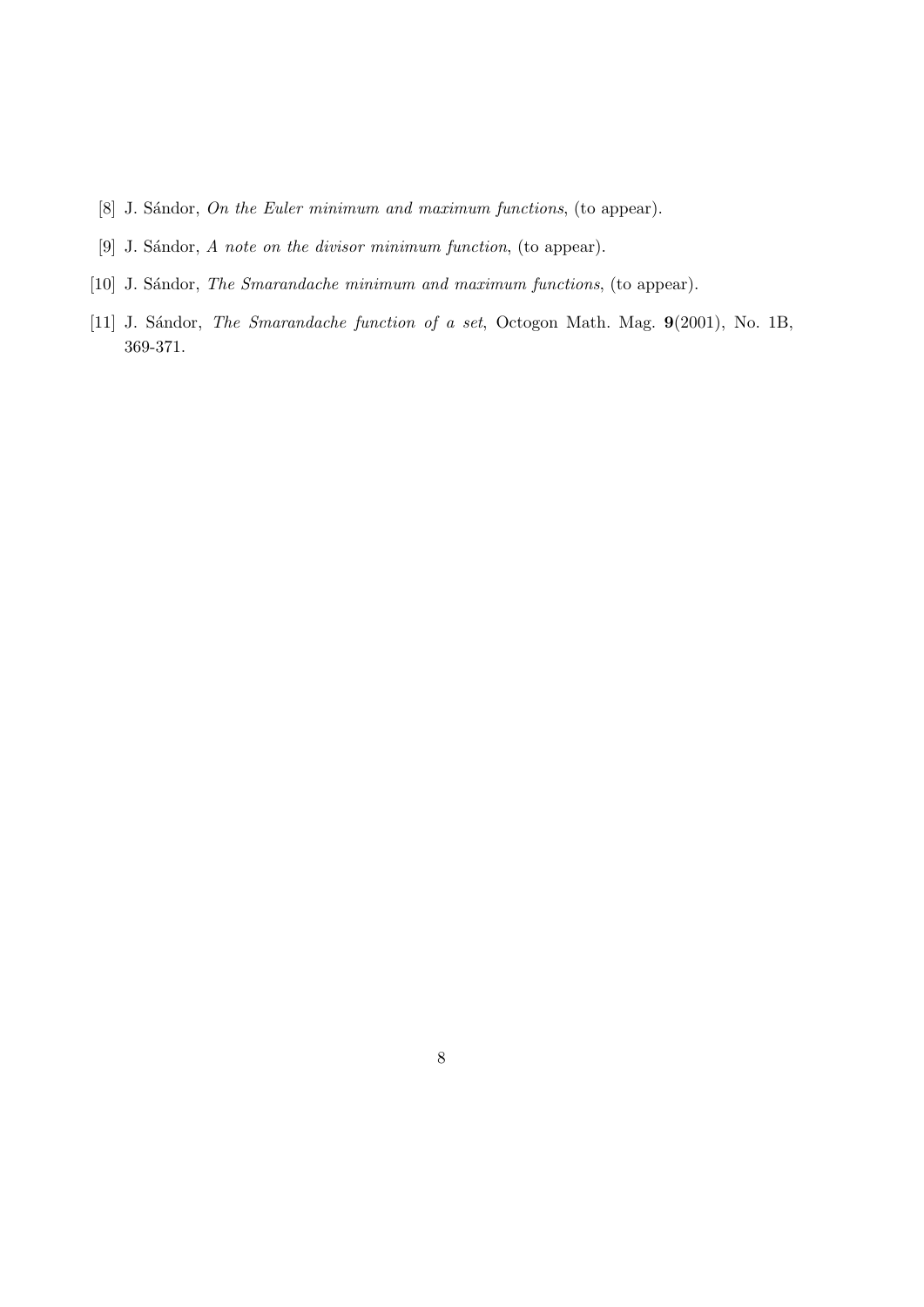[8] J. Sándor, *On the Euler minimum and maximum functions*, (to appear).

[9] J. Sándor, *A note on the divisor minimum function*, (to appear).

[10] J. Sándor, *The Smarandache minimum and maximum functions*, (to appear).

[11] J. Sándor, *The Smarandache function of a set*, Octogon Math. Mag. **9**(2001), No. 1B, 369-371.